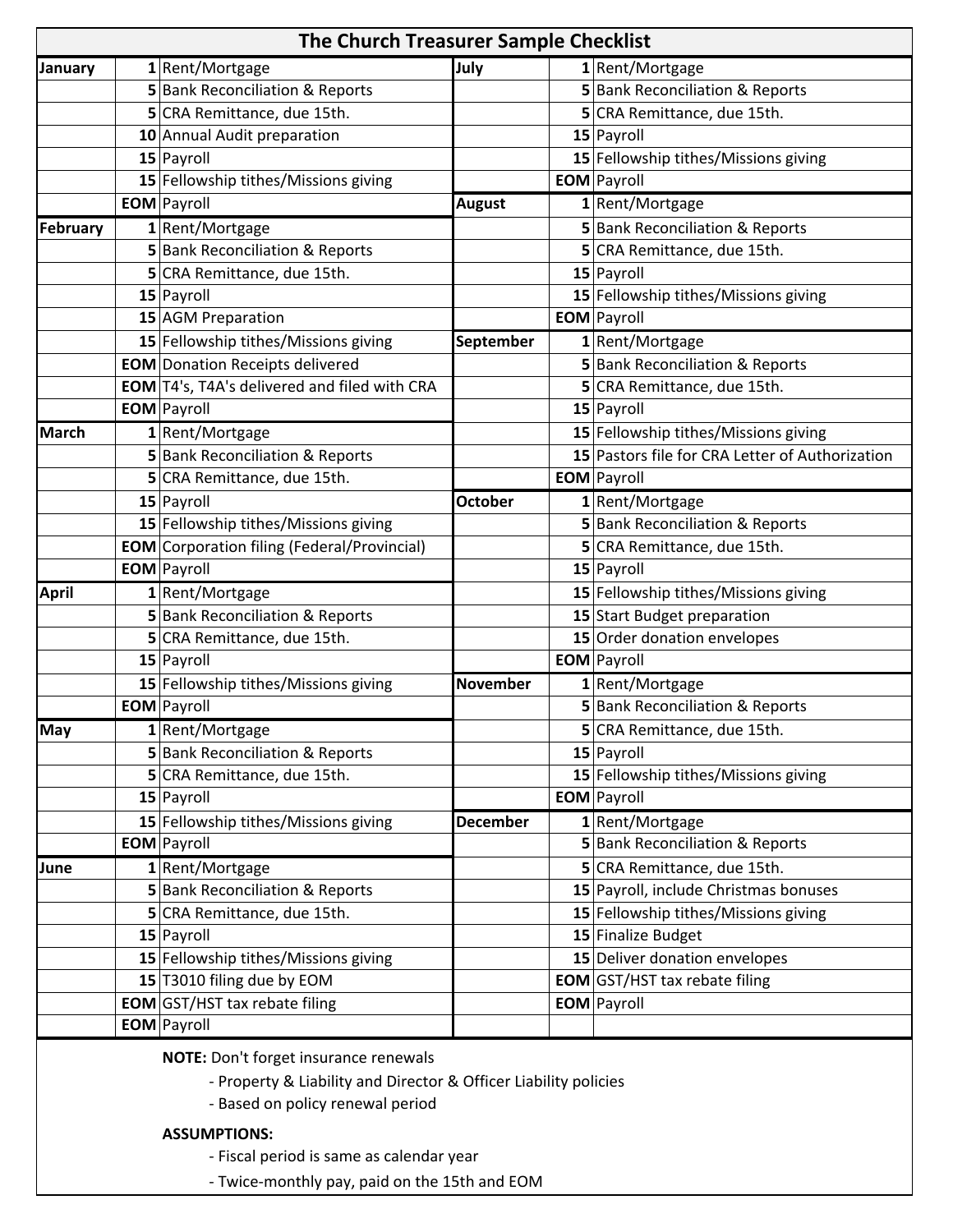# The Church Treasurer Sample Checklist

| Month | Day | Task | Month | Day | Task |
|---|---|---|---|---|---|
| **January** | **1** | Rent/Mortgage | **July** | **1** | Rent/Mortgage |
| | **5** | Bank Reconciliation & Reports | | **5** | Bank Reconciliation & Reports |
| | **5** | CRA Remittance, due 15th. | | **5** | CRA Remittance, due 15th. |
| | **10** | Annual Audit preparation | | **15** | Payroll |
| | **15** | Payroll | | **15** | Fellowship tithes/Missions giving |
| | **15** | Fellowship tithes/Missions giving | | **EOM** | Payroll |
| | **EOM** | Payroll | **August** | **1** | Rent/Mortgage |
| **February** | **1** | Rent/Mortgage | | **5** | Bank Reconciliation & Reports |
| | **5** | Bank Reconciliation & Reports | | **5** | CRA Remittance, due 15th. |
| | **5** | CRA Remittance, due 15th. | | **15** | Payroll |
| | **15** | Payroll | | **15** | Fellowship tithes/Missions giving |
| | **15** | AGM Preparation | | **EOM** | Payroll |
| | **15** | Fellowship tithes/Missions giving | **September** | **1** | Rent/Mortgage |
| | **EOM** | Donation Receipts delivered | | **5** | Bank Reconciliation & Reports |
| | **EOM** | T4's, T4A's delivered and filed with CRA | | **5** | CRA Remittance, due 15th. |
| | **EOM** | Payroll | | **15** | Payroll |
| **March** | **1** | Rent/Mortgage | | **15** | Fellowship tithes/Missions giving |
| | **5** | Bank Reconciliation & Reports | | **15** | Pastors file for CRA Letter of Authorization |
| | **5** | CRA Remittance, due 15th. | | **EOM** | Payroll |
| | **15** | Payroll | **October** | **1** | Rent/Mortgage |
| | **15** | Fellowship tithes/Missions giving | | **5** | Bank Reconciliation & Reports |
| | **EOM** | Corporation filing (Federal/Provincial) | | **5** | CRA Remittance, due 15th. |
| | **EOM** | Payroll | | **15** | Payroll |
| **April** | **1** | Rent/Mortgage | | **15** | Fellowship tithes/Missions giving |
| | **5** | Bank Reconciliation & Reports | | **15** | Start Budget preparation |
| | **5** | CRA Remittance, due 15th. | | **15** | Order donation envelopes |
| | **15** | Payroll | | **EOM** | Payroll |
| | **15** | Fellowship tithes/Missions giving | **November** | **1** | Rent/Mortgage |
| | **EOM** | Payroll | | **5** | Bank Reconciliation & Reports |
| **May** | **1** | Rent/Mortgage | | **5** | CRA Remittance, due 15th. |
| | **5** | Bank Reconciliation & Reports | | **15** | Payroll |
| | **5** | CRA Remittance, due 15th. | | **15** | Fellowship tithes/Missions giving |
| | **15** | Payroll | | **EOM** | Payroll |
| | **15** | Fellowship tithes/Missions giving | **December** | **1** | Rent/Mortgage |
| | **EOM** | Payroll | | **5** | Bank Reconciliation & Reports |
| **June** | **1** | Rent/Mortgage | | **5** | CRA Remittance, due 15th. |
| | **5** | Bank Reconciliation & Reports | | **15** | Payroll, include Christmas bonuses |
| | **5** | CRA Remittance, due 15th. | | **15** | Fellowship tithes/Missions giving |
| | **15** | Payroll | | **15** | Finalize Budget |
| | **15** | Fellowship tithes/Missions giving | | **15** | Deliver donation envelopes |
| | **15** | T3010 filing due by EOM | | **EOM** | GST/HST tax rebate filing |
| | **EOM** | GST/HST tax rebate filing | | **EOM** | Payroll |
| | **EOM** | Payroll | | | |

**NOTE:** Don't forget insurance renewals

- Property & Liability and Director & Officer Liability policies
- Based on policy renewal period

**ASSUMPTIONS:**

- Fiscal period is same as calendar year
- Twice-monthly pay, paid on the 15th and EOM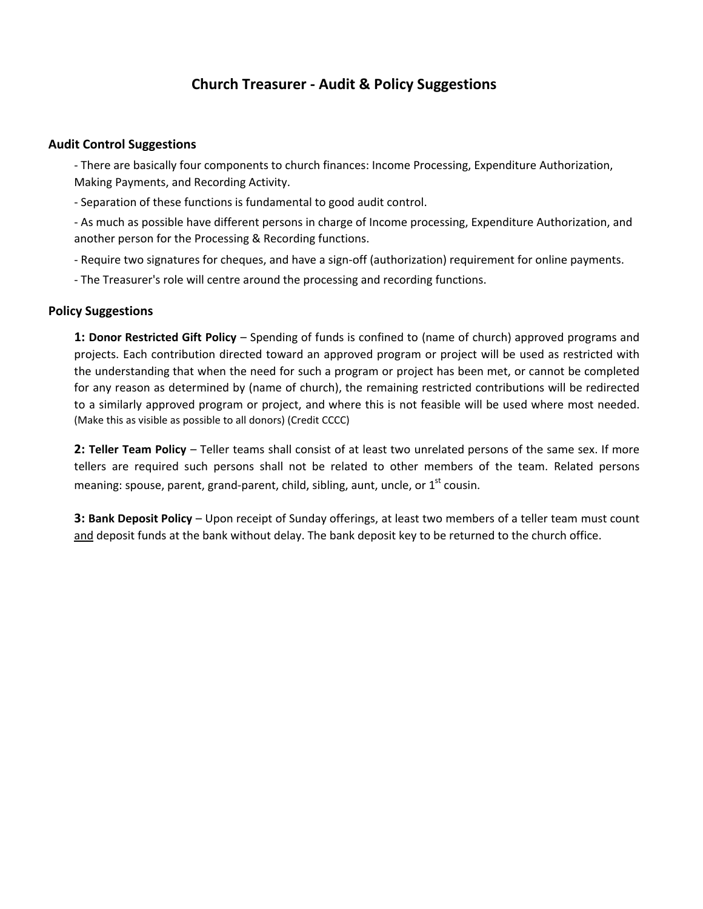# Church Treasurer - Audit & Policy Suggestions

## Audit Control Suggestions

- There are basically four components to church finances: Income Processing, Expenditure Authorization, Making Payments, and Recording Activity.
- Separation of these functions is fundamental to good audit control.
- As much as possible have different persons in charge of Income processing, Expenditure Authorization, and another person for the Processing & Recording functions.
- Require two signatures for cheques, and have a sign-off (authorization) requirement for online payments.
- The Treasurer's role will centre around the processing and recording functions.

## Policy Suggestions

**1: Donor Restricted Gift Policy** – Spending of funds is confined to (name of church) approved programs and projects. Each contribution directed toward an approved program or project will be used as restricted with the understanding that when the need for such a program or project has been met, or cannot be completed for any reason as determined by (name of church), the remaining restricted contributions will be redirected to a similarly approved program or project, and where this is not feasible will be used where most needed. (Make this as visible as possible to all donors) (Credit CCCC)

**2: Teller Team Policy** – Teller teams shall consist of at least two unrelated persons of the same sex. If more tellers are required such persons shall not be related to other members of the team. Related persons meaning: spouse, parent, grand-parent, child, sibling, aunt, uncle, or 1st cousin.

**3: Bank Deposit Policy** – Upon receipt of Sunday offerings, at least two members of a teller team must count <u>and</u> deposit funds at the bank without delay. The bank deposit key to be returned to the church office.